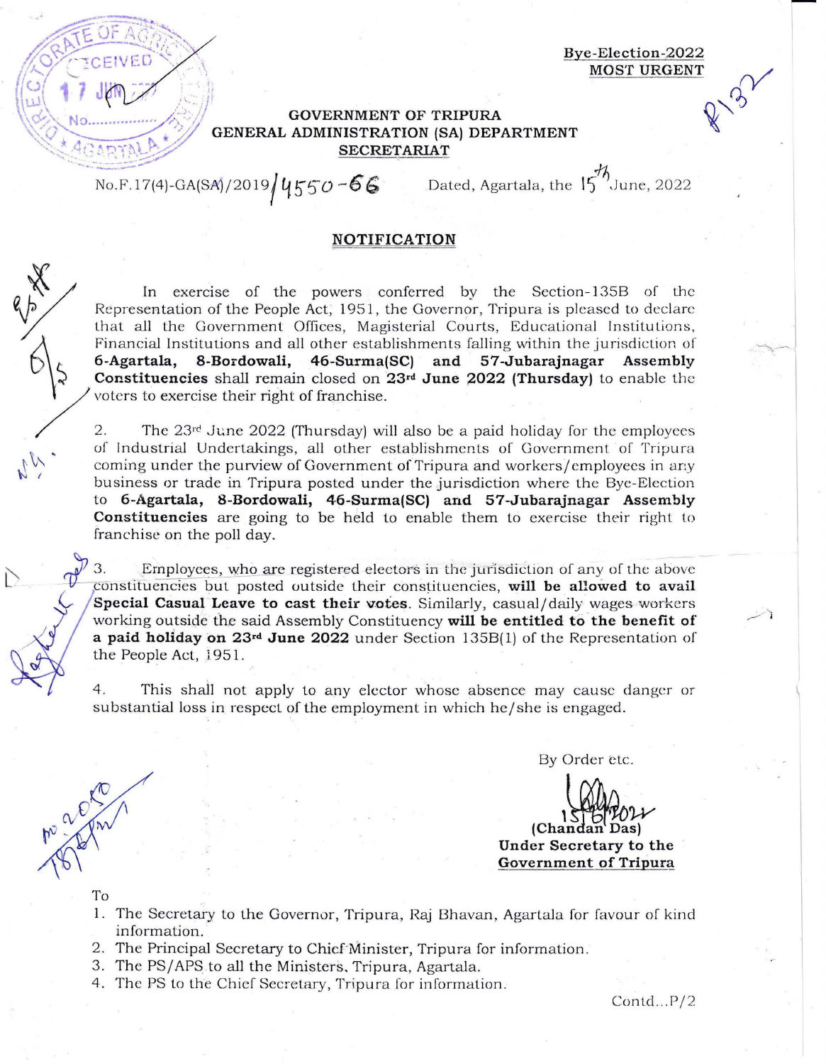**Bye-Election-2022**
**MOST URGENT**

**GOVERNMENT OF TRIPURA**
**GENERAL ADMINISTRATION (SA) DEPARTMENT**
**SECRETARIAT**

No.F.17(4)-GA(SA)/2019/4550-66 Dated, Agartala, the 15th June, 2022

## NOTIFICATION

In exercise of the powers conferred by the Section-135B of the Representation of the People Act, 1951, the Governor, Tripura is pleased to declare that all the Government Offices, Magisterial Courts, Educational Institutions, Financial Institutions and all other establishments falling within the jurisdiction of **6-Agartala, 8-Bordowali, 46-Surma(SC) and 57-Jubarajnagar Assembly Constituencies** shall remain closed on **23rd June 2022 (Thursday)** to enable the voters to exercise their right of franchise.

2. The 23rd June 2022 (Thursday) will also be a paid holiday for the employees of Industrial Undertakings, all other establishments of Government of Tripura coming under the purview of Government of Tripura and workers/employees in any business or trade in Tripura posted under the jurisdiction where the Bye-Election to **6-Agartala, 8-Bordowali, 46-Surma(SC) and 57-Jubarajnagar Assembly Constituencies** are going to be held to enable them to exercise their right to franchise on the poll day.

3. Employees, who are registered electors in the jurisdiction of any of the above constituencies but posted outside their constituencies, **will be allowed to avail Special Casual Leave to cast their votes**. Similarly, casual/daily wages workers working outside the said Assembly Constituency **will be entitled to the benefit of a paid holiday on 23rd June 2022** under Section 135B(1) of the Representation of the People Act, 1951.

4. This shall not apply to any elector whose absence may cause danger or substantial loss in respect of the employment in which he/she is engaged.

By Order etc.

15/6/2022
**(Chandan Das)**
**Under Secretary to the**
**Government of Tripura**

To

1. The Secretary to the Governor, Tripura, Raj Bhavan, Agartala for favour of kind information.
2. The Principal Secretary to Chief Minister, Tripura for information.
3. The PS/APS to all the Ministers, Tripura, Agartala.
4. The PS to the Chief Secretary, Tripura for information.

Contd...P/2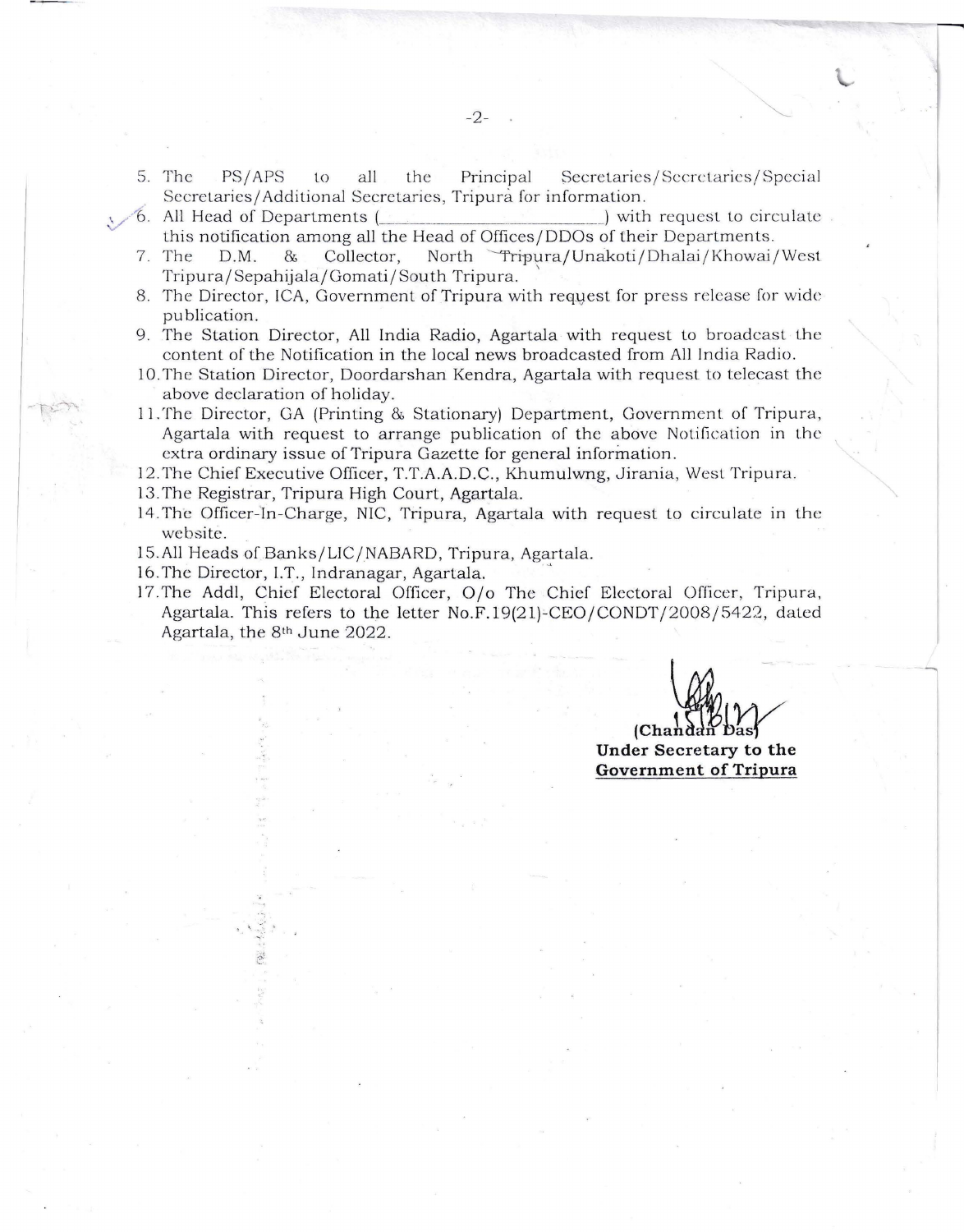5. The PS/APS to all the Principal Secretaries/Secretaries/Special Secretaries/Additional Secretaries, Tripura for information.
6. All Head of Departments (\_\_\_\_\_\_\_\_\_\_\_\_\_\_\_\_\_\_\_\_\_\_\_\_\_) with request to circulate this notification among all the Head of Offices/DDOs of their Departments.
7. The D.M. & Collector, North Tripura/Unakoti/Dhalai/Khowai/West Tripura/Sepahijala/Gomati/South Tripura.
8. The Director, ICA, Government of Tripura with request for press release for wide publication.
9. The Station Director, All India Radio, Agartala with request to broadcast the content of the Notification in the local news broadcasted from All India Radio.
10. The Station Director, Doordarshan Kendra, Agartala with request to telecast the above declaration of holiday.
11. The Director, GA (Printing & Stationary) Department, Government of Tripura, Agartala with request to arrange publication of the above Notification in the extra ordinary issue of Tripura Gazette for general information.
12. The Chief Executive Officer, T.T.A.A.D.C., Khumulwng, Jirania, West Tripura.
13. The Registrar, Tripura High Court, Agartala.
14. The Officer-In-Charge, NIC, Tripura, Agartala with request to circulate in the website.
15. All Heads of Banks/LIC/NABARD, Tripura, Agartala.
16. The Director, I.T., Indranagar, Agartala.
17. The Addl, Chief Electoral Officer, O/o The Chief Electoral Officer, Tripura, Agartala. This refers to the letter No.F.19(21)-CEO/CONDT/2008/5422, dated Agartala, the 8th June 2022.

15/6/22

(Chandan Das)
**Under Secretary to the**
**Government of Tripura**